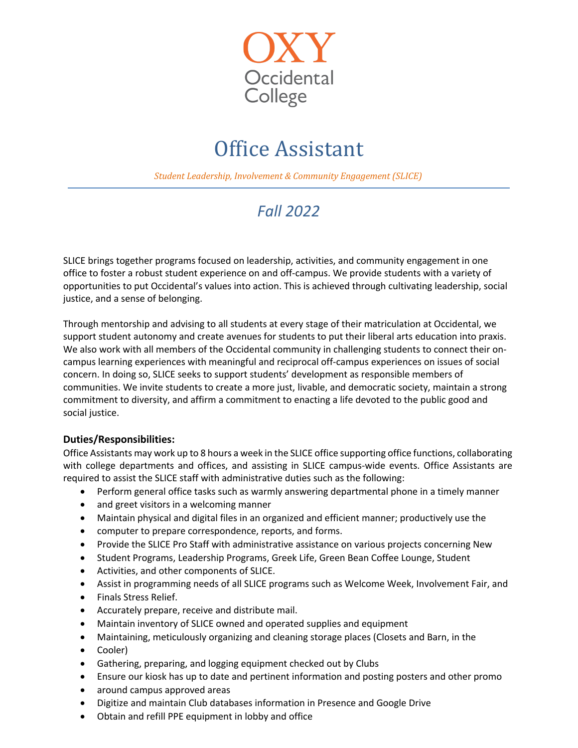OXY
Occidental
College

# Office Assistant

*Student Leadership, Involvement & Community Engagement (SLICE)*

## *Fall 2022*

SLICE brings together programs focused on leadership, activities, and community engagement in one office to foster a robust student experience on and off-campus. We provide students with a variety of opportunities to put Occidental's values into action. This is achieved through cultivating leadership, social justice, and a sense of belonging.

Through mentorship and advising to all students at every stage of their matriculation at Occidental, we support student autonomy and create avenues for students to put their liberal arts education into praxis. We also work with all members of the Occidental community in challenging students to connect their on-campus learning experiences with meaningful and reciprocal off-campus experiences on issues of social concern. In doing so, SLICE seeks to support students' development as responsible members of communities. We invite students to create a more just, livable, and democratic society, maintain a strong commitment to diversity, and affirm a commitment to enacting a life devoted to the public good and social justice.

### Duties/Responsibilities:

Office Assistants may work up to 8 hours a week in the SLICE office supporting office functions, collaborating with college departments and offices, and assisting in SLICE campus-wide events. Office Assistants are required to assist the SLICE staff with administrative duties such as the following:

- Perform general office tasks such as warmly answering departmental phone in a timely manner
- and greet visitors in a welcoming manner
- Maintain physical and digital files in an organized and efficient manner; productively use the
- computer to prepare correspondence, reports, and forms.
- Provide the SLICE Pro Staff with administrative assistance on various projects concerning New
- Student Programs, Leadership Programs, Greek Life, Green Bean Coffee Lounge, Student
- Activities, and other components of SLICE.
- Assist in programming needs of all SLICE programs such as Welcome Week, Involvement Fair, and
- Finals Stress Relief.
- Accurately prepare, receive and distribute mail.
- Maintain inventory of SLICE owned and operated supplies and equipment
- Maintaining, meticulously organizing and cleaning storage places (Closets and Barn, in the
- Cooler)
- Gathering, preparing, and logging equipment checked out by Clubs
- Ensure our kiosk has up to date and pertinent information and posting posters and other promo
- around campus approved areas
- Digitize and maintain Club databases information in Presence and Google Drive
- Obtain and refill PPE equipment in lobby and office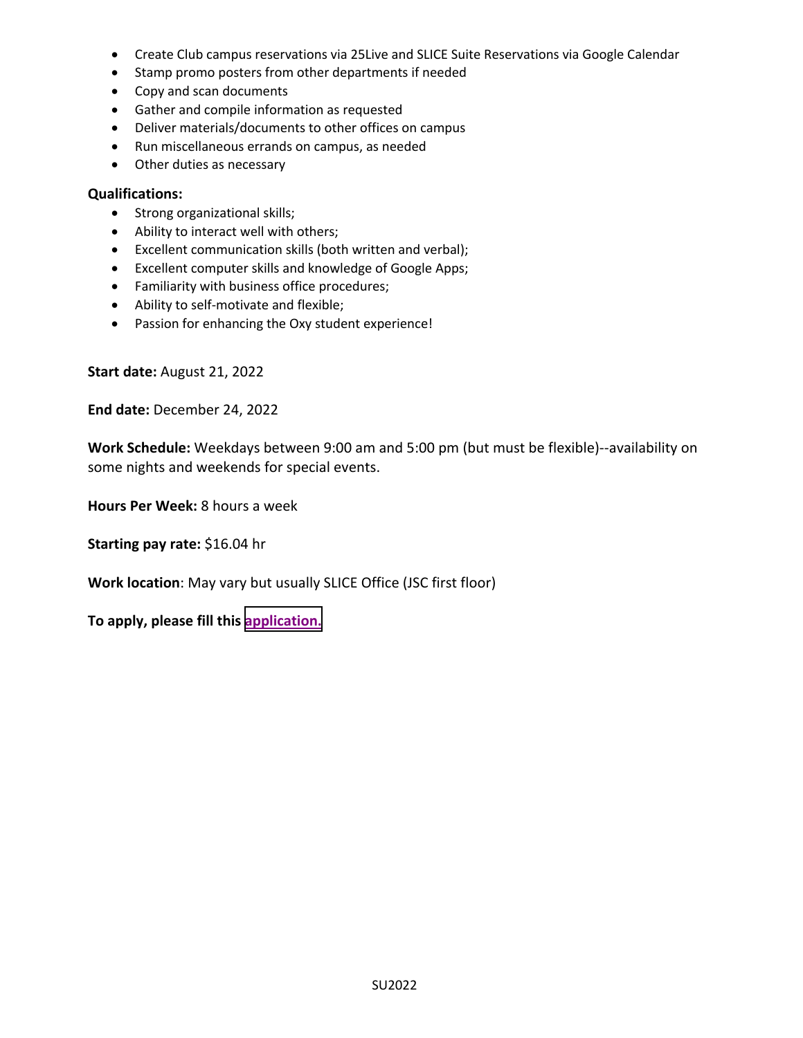- Create Club campus reservations via 25Live and SLICE Suite Reservations via Google Calendar
- Stamp promo posters from other departments if needed
- Copy and scan documents
- Gather and compile information as requested
- Deliver materials/documents to other offices on campus
- Run miscellaneous errands on campus, as needed
- Other duties as necessary

**Qualifications:**

- Strong organizational skills;
- Ability to interact well with others;
- Excellent communication skills (both written and verbal);
- Excellent computer skills and knowledge of Google Apps;
- Familiarity with business office procedures;
- Ability to self-motivate and flexible;
- Passion for enhancing the Oxy student experience!

**Start date:** August 21, 2022

**End date:** December 24, 2022

**Work Schedule:** Weekdays between 9:00 am and 5:00 pm (but must be flexible)--availability on some nights and weekends for special events.

**Hours Per Week:** 8 hours a week

**Starting pay rate:** $16.04 hr

**Work location**: May vary but usually SLICE Office (JSC first floor)

**To apply, please fill this application.**

SU2022